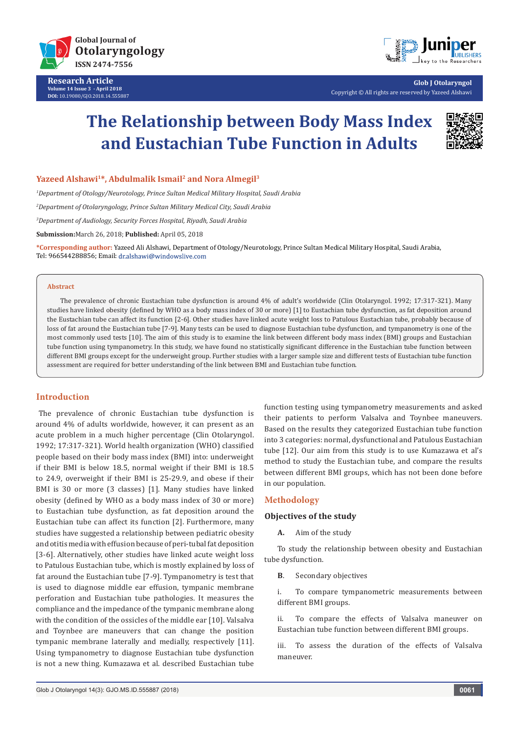Research Article

# The Relationship between Body Mass Index and Eustachian Tube Function in Adults

**Yazeed Alshawi[1]\*, Abdulmalik Ismail[2] and Nora Almegil[3]**

[1]*Department of Otology/Neurotology, Prince Sultan Medical Military Hospital, Saudi Arabia*

[2]*Department of Otolaryngology, Prince Sultan Military Medical City, Saudi Arabia*

[3]*Department of Audiology, Security Forces Hospital, Riyadh, Saudi Arabia*

**Submission:** March 26, 2018; **Published:** April 05, 2018

**\*Corresponding author:** Yazeed Ali Alshawi, Department of Otology/Neurotology, Prince Sultan Medical Military Hospital, Saudi Arabia, Tel: 966544288856; Email: dr.alshawi@windowslive.com

## Abstract

The prevalence of chronic Eustachian tube dysfunction is around 4% of adult's worldwide (Clin Otolaryngol. 1992; 17:317-321). Many studies have linked obesity (defined by WHO as a body mass index of 30 or more) [1] to Eustachian tube dysfunction, as fat deposition around the Eustachian tube can affect its function [2-6]. Other studies have linked acute weight loss to Patulous Eustachian tube, probably because of loss of fat around the Eustachian tube [7-9]. Many tests can be used to diagnose Eustachian tube dysfunction, and tympanometry is one of the most commonly used tests [10]. The aim of this study is to examine the link between different body mass index (BMI) groups and Eustachian tube function using tympanometry. In this study, we have found no statistically significant difference in the Eustachian tube function between different BMI groups except for the underweight group. Further studies with a larger sample size and different tests of Eustachian tube function assessment are required for better understanding of the link between BMI and Eustachian tube function.

## Introduction

The prevalence of chronic Eustachian tube dysfunction is around 4% of adults worldwide, however, it can present as an acute problem in a much higher percentage (Clin Otolaryngol. 1992; 17:317-321). World health organization (WHO) classified people based on their body mass index (BMI) into: underweight if their BMI is below 18.5, normal weight if their BMI is 18.5 to 24.9, overweight if their BMI is 25-29.9, and obese if their BMI is 30 or more (3 classes) [1]. Many studies have linked obesity (defined by WHO as a body mass index of 30 or more) to Eustachian tube dysfunction, as fat deposition around the Eustachian tube can affect its function [2]. Furthermore, many studies have suggested a relationship between pediatric obesity and otitis media with effusion because of peri-tubal fat deposition [3-6]. Alternatively, other studies have linked acute weight loss to Patulous Eustachian tube, which is mostly explained by loss of fat around the Eustachian tube [7-9]. Tympanometry is test that is used to diagnose middle ear effusion, tympanic membrane perforation and Eustachian tube pathologies. It measures the compliance and the impedance of the tympanic membrane along with the condition of the ossicles of the middle ear [10]. Valsalva and Toynbee are maneuvers that can change the position tympanic membrane laterally and medially, respectively [11]. Using tympanometry to diagnose Eustachian tube dysfunction is not a new thing. Kumazawa et al. described Eustachian tube function testing using tympanometry measurements and asked their patients to perform Valsalva and Toynbee maneuvers. Based on the results they categorized Eustachian tube function into 3 categories: normal, dysfunctional and Patulous Eustachian tube [12]. Our aim from this study is to use Kumazawa et al's method to study the Eustachian tube, and compare the results between different BMI groups, which has not been done before in our population.

## Methodology

### Objectives of the study

**A.** Aim of the study

To study the relationship between obesity and Eustachian tube dysfunction.

**B.** Secondary objectives

i. To compare tympanometric measurements between different BMI groups.

ii. To compare the effects of Valsalva maneuver on Eustachian tube function between different BMI groups.

iii. To assess the duration of the effects of Valsalva maneuver.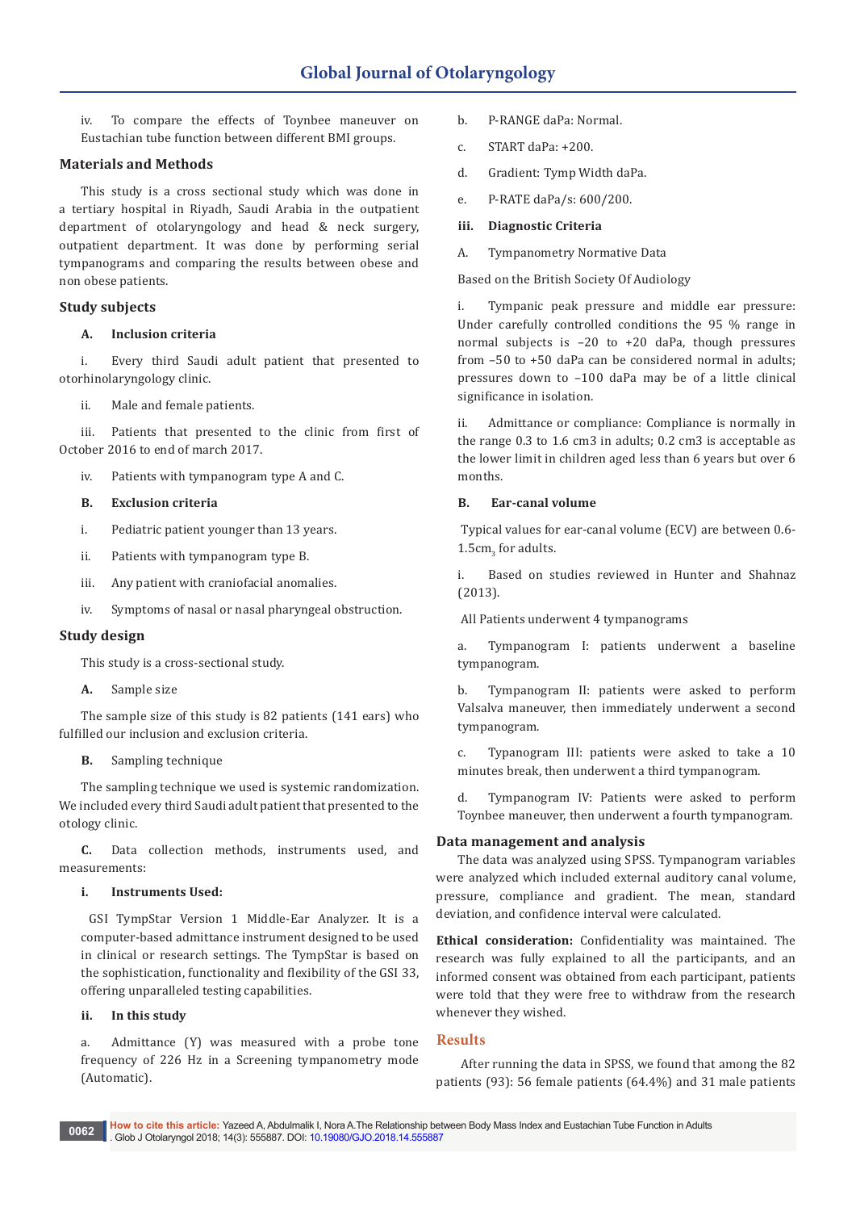iv. To compare the effects of Toynbee maneuver on Eustachian tube function between different BMI groups.

## Materials and Methods

This study is a cross sectional study which was done in a tertiary hospital in Riyadh, Saudi Arabia in the outpatient department of otolaryngology and head & neck surgery, outpatient department. It was done by performing serial tympanograms and comparing the results between obese and non obese patients.

## Study subjects

**A. Inclusion criteria**

i. Every third Saudi adult patient that presented to otorhinolaryngology clinic.

ii. Male and female patients.

iii. Patients that presented to the clinic from first of October 2016 to end of march 2017.

iv. Patients with tympanogram type A and C.

**B. Exclusion criteria**

i. Pediatric patient younger than 13 years.

ii. Patients with tympanogram type B.

iii. Any patient with craniofacial anomalies.

iv. Symptoms of nasal or nasal pharyngeal obstruction.

## Study design

This study is a cross-sectional study.

**A.** Sample size

The sample size of this study is 82 patients (141 ears) who fulfilled our inclusion and exclusion criteria.

**B.** Sampling technique

The sampling technique we used is systemic randomization. We included every third Saudi adult patient that presented to the otology clinic.

**C.** Data collection methods, instruments used, and measurements:

**i. Instruments Used:**

GSI TympStar Version 1 Middle-Ear Analyzer. It is a computer-based admittance instrument designed to be used in clinical or research settings. The TympStar is based on the sophistication, functionality and flexibility of the GSI 33, offering unparalleled testing capabilities.

**ii. In this study**

a. Admittance (Y) was measured with a probe tone frequency of 226 Hz in a Screening tympanometry mode (Automatic).

b. P-RANGE daPa: Normal.

c. START daPa: +200.

d. Gradient: Tymp Width daPa.

e. P-RATE daPa/s: 600/200.

**iii. Diagnostic Criteria**

A. Tympanometry Normative Data

Based on the British Society Of Audiology

i. Tympanic peak pressure and middle ear pressure: Under carefully controlled conditions the 95 % range in normal subjects is –20 to +20 daPa, though pressures from –50 to +50 daPa can be considered normal in adults; pressures down to –100 daPa may be of a little clinical significance in isolation.

ii. Admittance or compliance: Compliance is normally in the range 0.3 to 1.6 cm3 in adults; 0.2 cm3 is acceptable as the lower limit in children aged less than 6 years but over 6 months.

**B. Ear-canal volume**

Typical values for ear-canal volume (ECV) are between 0.6-1.5cm$_3$ for adults.

i. Based on studies reviewed in Hunter and Shahnaz (2013).

All Patients underwent 4 tympanograms

a. Tympanogram I: patients underwent a baseline tympanogram.

b. Tympanogram II: patients were asked to perform Valsalva maneuver, then immediately underwent a second tympanogram.

c. Typanogram III: patients were asked to take a 10 minutes break, then underwent a third tympanogram.

d. Tympanogram IV: Patients were asked to perform Toynbee maneuver, then underwent a fourth tympanogram.

## Data management and analysis

The data was analyzed using SPSS. Tympanogram variables were analyzed which included external auditory canal volume, pressure, compliance and gradient. The mean, standard deviation, and confidence interval were calculated.

**Ethical consideration:** Confidentiality was maintained. The research was fully explained to all the participants, and an informed consent was obtained from each participant, patients were told that they were free to withdraw from the research whenever they wished.

## Results

After running the data in SPSS, we found that among the 82 patients (93): 56 female patients (64.4%) and 31 male patients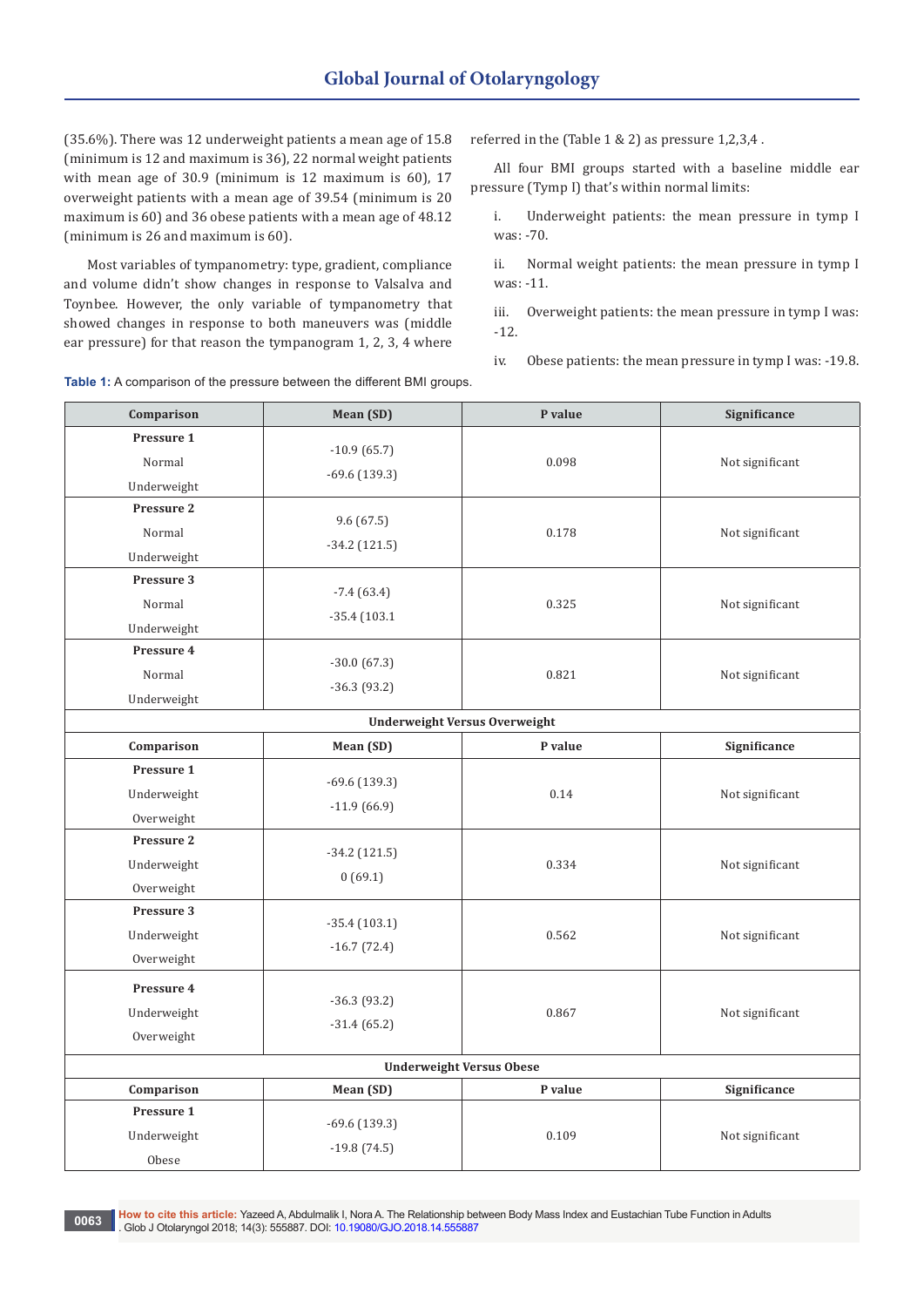(35.6%). There was 12 underweight patients a mean age of 15.8 (minimum is 12 and maximum is 36), 22 normal weight patients with mean age of 30.9 (minimum is 12 maximum is 60), 17 overweight patients with a mean age of 39.54 (minimum is 20 maximum is 60) and 36 obese patients with a mean age of 48.12 (minimum is 26 and maximum is 60).

Most variables of tympanometry: type, gradient, compliance and volume didn't show changes in response to Valsalva and Toynbee. However, the only variable of tympanometry that showed changes in response to both maneuvers was (middle ear pressure) for that reason the tympanogram 1, 2, 3, 4 where referred in the (Table 1 & 2) as pressure 1,2,3,4 .

All four BMI groups started with a baseline middle ear pressure (Tymp I) that's within normal limits:

i. Underweight patients: the mean pressure in tymp I was: -70.

ii. Normal weight patients: the mean pressure in tymp I was: -11.

iii. Overweight patients: the mean pressure in tymp I was: -12.

iv. Obese patients: the mean pressure in tymp I was: -19.8.

**Table 1:** A comparison of the pressure between the different BMI groups.

| Comparison | Mean (SD) | P value | Significance |
|---|---|---|---|
| **Pressure 1** Normal Underweight | -10.9 (65.7) -69.6 (139.3) | 0.098 | Not significant |
| **Pressure 2** Normal Underweight | 9.6 (67.5) -34.2 (121.5) | 0.178 | Not significant |
| **Pressure 3** Normal Underweight | -7.4 (63.4) -35.4 (103.1 | 0.325 | Not significant |
| **Pressure 4** Normal Underweight | -30.0 (67.3) -36.3 (93.2) | 0.821 | Not significant |
| **Underweight Versus Overweight** | | | |
| **Comparison** | **Mean (SD)** | **P value** | **Significance** |
| **Pressure 1** Underweight Overweight | -69.6 (139.3) -11.9 (66.9) | 0.14 | Not significant |
| **Pressure 2** Underweight Overweight | -34.2 (121.5) 0 (69.1) | 0.334 | Not significant |
| **Pressure 3** Underweight Overweight | -35.4 (103.1) -16.7 (72.4) | 0.562 | Not significant |
| **Pressure 4** Underweight Overweight | -36.3 (93.2) -31.4 (65.2) | 0.867 | Not significant |
| **Underweight Versus Obese** | | | |
| **Comparison** | **Mean (SD)** | **P value** | **Significance** |
| **Pressure 1** Underweight Obese | -69.6 (139.3) -19.8 (74.5) | 0.109 | Not significant |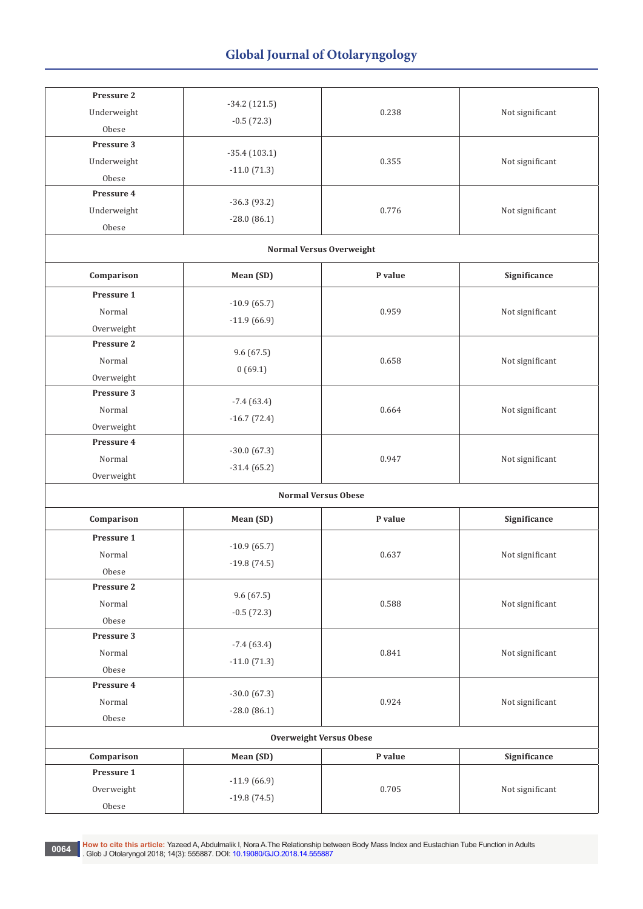| Comparison | Mean (SD) | P value | Significance |
|---|---|---|---|
| **Pressure 2** Underweight Obese | -34.2 (121.5) -0.5 (72.3) | 0.238 | Not significant |
| **Pressure 3** Underweight Obese | -35.4 (103.1) -11.0 (71.3) | 0.355 | Not significant |
| **Pressure 4** Underweight Obese | -36.3 (93.2) -28.0 (86.1) | 0.776 | Not significant |
| **Normal Versus Overweight** | | | |
| **Comparison** | **Mean (SD)** | **P value** | **Significance** |
| **Pressure 1** Normal Overweight | -10.9 (65.7) -11.9 (66.9) | 0.959 | Not significant |
| **Pressure 2** Normal Overweight | 9.6 (67.5) 0 (69.1) | 0.658 | Not significant |
| **Pressure 3** Normal Overweight | -7.4 (63.4) -16.7 (72.4) | 0.664 | Not significant |
| **Pressure 4** Normal Overweight | -30.0 (67.3) -31.4 (65.2) | 0.947 | Not significant |
| **Normal Versus Obese** | | | |
| **Comparison** | **Mean (SD)** | **P value** | **Significance** |
| **Pressure 1** Normal Obese | -10.9 (65.7) -19.8 (74.5) | 0.637 | Not significant |
| **Pressure 2** Normal Obese | 9.6 (67.5) -0.5 (72.3) | 0.588 | Not significant |
| **Pressure 3** Normal Obese | -7.4 (63.4) -11.0 (71.3) | 0.841 | Not significant |
| **Pressure 4** Normal Obese | -30.0 (67.3) -28.0 (86.1) | 0.924 | Not significant |
| **Overweight Versus Obese** | | | |
| **Comparison** | **Mean (SD)** | **P value** | **Significance** |
| **Pressure 1** Overweight Obese | -11.9 (66.9) -19.8 (74.5) | 0.705 | Not significant |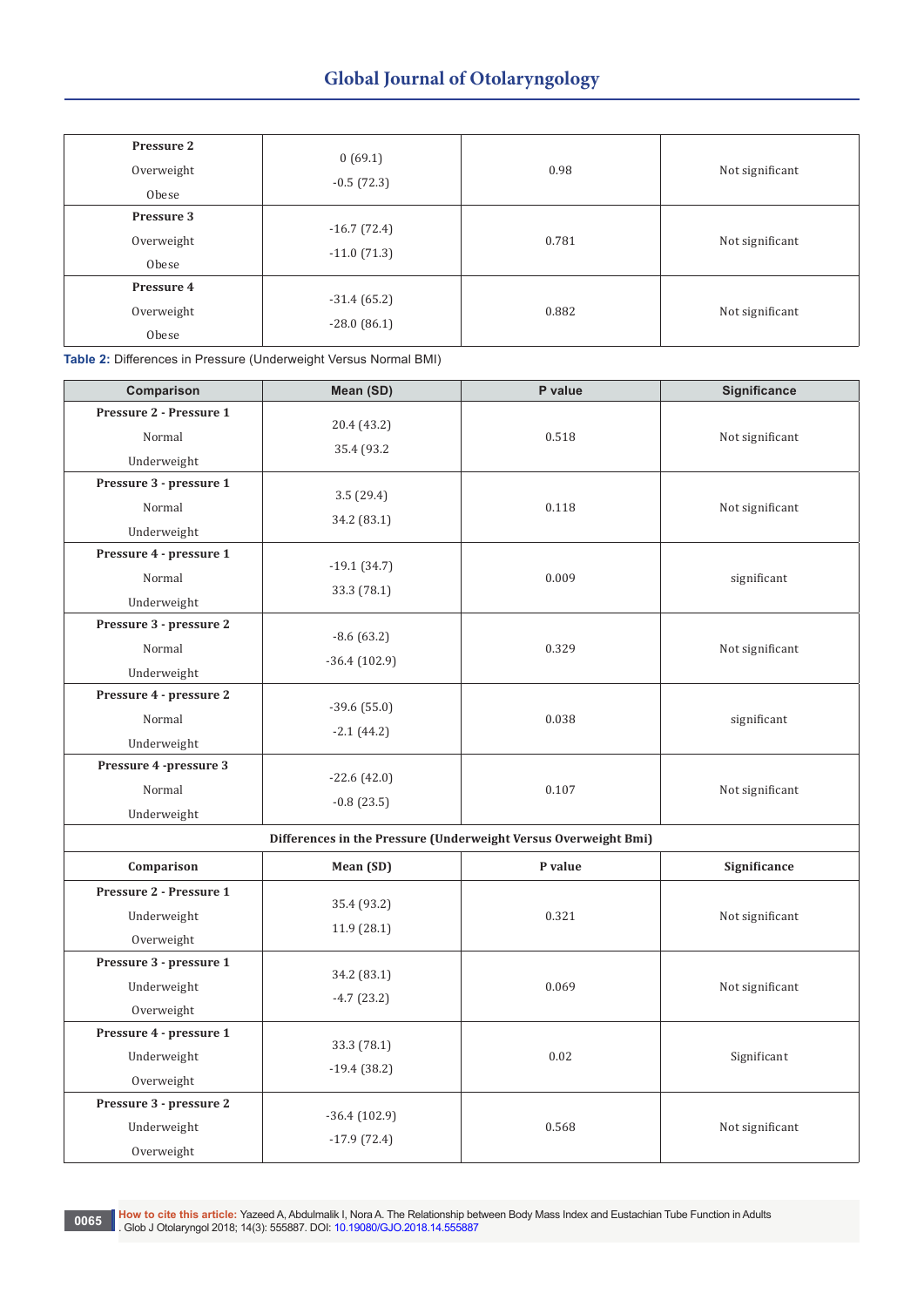| | | | |
|---|---|---|---|
| **Pressure 2**<br>Overweight<br>Obese | 0 (69.1)<br>-0.5 (72.3) | 0.98 | Not significant |
| **Pressure 3**<br>Overweight<br>Obese | -16.7 (72.4)<br>-11.0 (71.3) | 0.781 | Not significant |
| **Pressure 4**<br>Overweight<br>Obese | -31.4 (65.2)<br>-28.0 (86.1) | 0.882 | Not significant |

**Table 2:** Differences in Pressure (Underweight Versus Normal BMI)

| Comparison | Mean (SD) | P value | Significance |
|---|---|---|---|
| **Pressure 2 - Pressure 1**<br>Normal<br>Underweight | 20.4 (43.2)<br>35.4 (93.2 | 0.518 | Not significant |
| **Pressure 3 - pressure 1**<br>Normal<br>Underweight | 3.5 (29.4)<br>34.2 (83.1) | 0.118 | Not significant |
| **Pressure 4 - pressure 1**<br>Normal<br>Underweight | -19.1 (34.7)<br>33.3 (78.1) | 0.009 | significant |
| **Pressure 3 - pressure 2**<br>Normal<br>Underweight | -8.6 (63.2)<br>-36.4 (102.9) | 0.329 | Not significant |
| **Pressure 4 - pressure 2**<br>Normal<br>Underweight | -39.6 (55.0)<br>-2.1 (44.2) | 0.038 | significant |
| **Pressure 4 -pressure 3**<br>Normal<br>Underweight | -22.6 (42.0)<br>-0.8 (23.5) | 0.107 | Not significant |
| **Differences in the Pressure (Underweight Versus Overweight Bmi)** | | | |
| **Comparison** | **Mean (SD)** | **P value** | **Significance** |
| **Pressure 2 - Pressure 1**<br>Underweight<br>Overweight | 35.4 (93.2)<br>11.9 (28.1) | 0.321 | Not significant |
| **Pressure 3 - pressure 1**<br>Underweight<br>Overweight | 34.2 (83.1)<br>-4.7 (23.2) | 0.069 | Not significant |
| **Pressure 4 - pressure 1**<br>Underweight<br>Overweight | 33.3 (78.1)<br>-19.4 (38.2) | 0.02 | Significant |
| **Pressure 3 - pressure 2**<br>Underweight<br>Overweight | -36.4 (102.9)<br>-17.9 (72.4) | 0.568 | Not significant |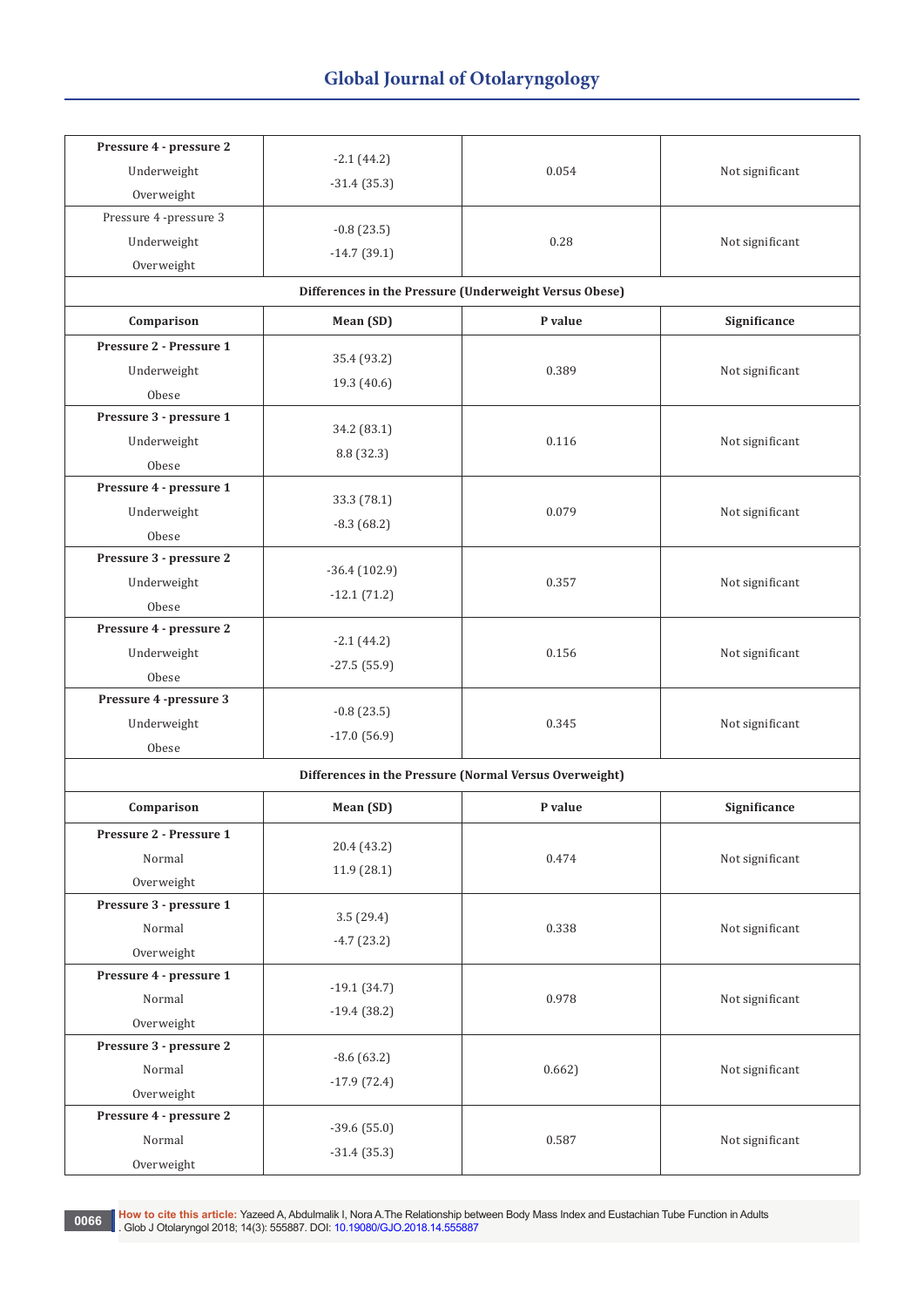| Comparison | Mean (SD) | P value | Significance |
|---|---|---|---|
| **Pressure 4 - pressure 2** Underweight Overweight | -2.1 (44.2) -31.4 (35.3) | 0.054 | Not significant |
| Pressure 4 -pressure 3 Underweight Overweight | -0.8 (23.5) -14.7 (39.1) | 0.28 | Not significant |
| **Differences in the Pressure (Underweight Versus Obese)** | | | |
| **Comparison** | **Mean (SD)** | **P value** | **Significance** |
| **Pressure 2 - Pressure 1** Underweight Obese | 35.4 (93.2) 19.3 (40.6) | 0.389 | Not significant |
| **Pressure 3 - pressure 1** Underweight Obese | 34.2 (83.1) 8.8 (32.3) | 0.116 | Not significant |
| **Pressure 4 - pressure 1** Underweight Obese | 33.3 (78.1) -8.3 (68.2) | 0.079 | Not significant |
| **Pressure 3 - pressure 2** Underweight Obese | -36.4 (102.9) -12.1 (71.2) | 0.357 | Not significant |
| **Pressure 4 - pressure 2** Underweight Obese | -2.1 (44.2) -27.5 (55.9) | 0.156 | Not significant |
| **Pressure 4 -pressure 3** Underweight Obese | -0.8 (23.5) -17.0 (56.9) | 0.345 | Not significant |
| **Differences in the Pressure (Normal Versus Overweight)** | | | |
| **Comparison** | **Mean (SD)** | **P value** | **Significance** |
| **Pressure 2 - Pressure 1** Normal Overweight | 20.4 (43.2) 11.9 (28.1) | 0.474 | Not significant |
| **Pressure 3 - pressure 1** Normal Overweight | 3.5 (29.4) -4.7 (23.2) | 0.338 | Not significant |
| **Pressure 4 - pressure 1** Normal Overweight | -19.1 (34.7) -19.4 (38.2) | 0.978 | Not significant |
| **Pressure 3 - pressure 2** Normal Overweight | -8.6 (63.2) -17.9 (72.4) | 0.662) | Not significant |
| **Pressure 4 - pressure 2** Normal Overweight | -39.6 (55.0) -31.4 (35.3) | 0.587 | Not significant |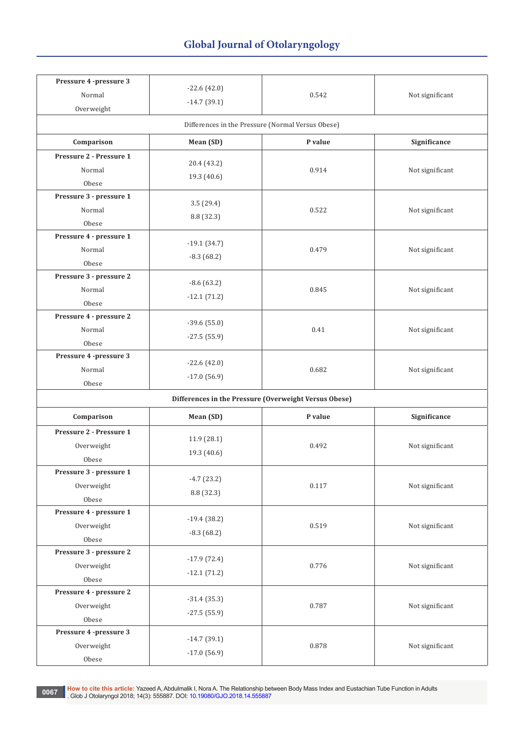| Comparison | Mean (SD) | P value | Significance |
|---|---|---|---|
| **Pressure 4 -pressure 3** Normal Overweight | -22.6 (42.0) -14.7 (39.1) | 0.542 | Not significant |
| Differences in the Pressure (Normal Versus Obese) | | | |
| **Comparison** | **Mean (SD)** | **P value** | **Significance** |
| **Pressure 2 - Pressure 1** Normal Obese | 20.4 (43.2) 19.3 (40.6) | 0.914 | Not significant |
| **Pressure 3 - pressure 1** Normal Obese | 3.5 (29.4) 8.8 (32.3) | 0.522 | Not significant |
| **Pressure 4 - pressure 1** Normal Obese | -19.1 (34.7) -8.3 (68.2) | 0.479 | Not significant |
| **Pressure 3 - pressure 2** Normal Obese | -8.6 (63.2) -12.1 (71.2) | 0.845 | Not significant |
| **Pressure 4 - pressure 2** Normal Obese | -39.6 (55.0) -27.5 (55.9) | 0.41 | Not significant |
| **Pressure 4 -pressure 3** Normal Obese | -22.6 (42.0) -17.0 (56.9) | 0.682 | Not significant |
| **Differences in the Pressure (Overweight Versus Obese)** | | | |
| **Comparison** | **Mean (SD)** | **P value** | **Significance** |
| **Pressure 2 - Pressure 1** Overweight Obese | 11.9 (28.1) 19.3 (40.6) | 0.492 | Not significant |
| **Pressure 3 - pressure 1** Overweight Obese | -4.7 (23.2) 8.8 (32.3) | 0.117 | Not significant |
| **Pressure 4 - pressure 1** Overweight Obese | -19.4 (38.2) -8.3 (68.2) | 0.519 | Not significant |
| **Pressure 3 - pressure 2** Overweight Obese | -17.9 (72.4) -12.1 (71.2) | 0.776 | Not significant |
| **Pressure 4 - pressure 2** Overweight Obese | -31.4 (35.3) -27.5 (55.9) | 0.787 | Not significant |
| **Pressure 4 -pressure 3** Overweight Obese | -14.7 (39.1) -17.0 (56.9) | 0.878 | Not significant |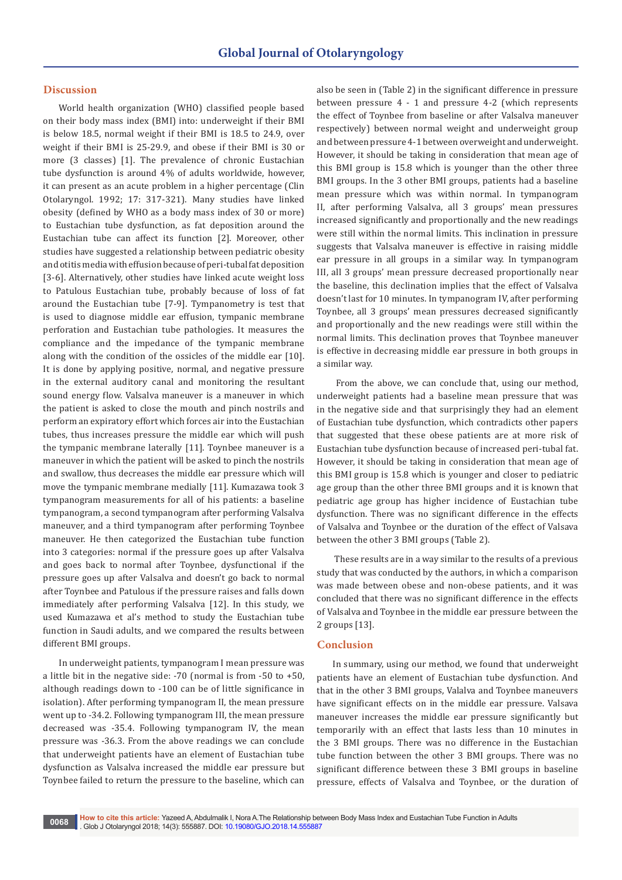## Discussion

World health organization (WHO) classified people based on their body mass index (BMI) into: underweight if their BMI is below 18.5, normal weight if their BMI is 18.5 to 24.9, over weight if their BMI is 25-29.9, and obese if their BMI is 30 or more (3 classes) [1]. The prevalence of chronic Eustachian tube dysfunction is around 4% of adults worldwide, however, it can present as an acute problem in a higher percentage (Clin Otolaryngol. 1992; 17: 317-321). Many studies have linked obesity (defined by WHO as a body mass index of 30 or more) to Eustachian tube dysfunction, as fat deposition around the Eustachian tube can affect its function [2]. Moreover, other studies have suggested a relationship between pediatric obesity and otitis media with effusion because of peri-tubal fat deposition [3-6]. Alternatively, other studies have linked acute weight loss to Patulous Eustachian tube, probably because of loss of fat around the Eustachian tube [7-9]. Tympanometry is test that is used to diagnose middle ear effusion, tympanic membrane perforation and Eustachian tube pathologies. It measures the compliance and the impedance of the tympanic membrane along with the condition of the ossicles of the middle ear [10]. It is done by applying positive, normal, and negative pressure in the external auditory canal and monitoring the resultant sound energy flow. Valsalva maneuver is a maneuver in which the patient is asked to close the mouth and pinch nostrils and perform an expiratory effort which forces air into the Eustachian tubes, thus increases pressure the middle ear which will push the tympanic membrane laterally [11]. Toynbee maneuver is a maneuver in which the patient will be asked to pinch the nostrils and swallow, thus decreases the middle ear pressure which will move the tympanic membrane medially [11]. Kumazawa took 3 tympanogram measurements for all of his patients: a baseline tympanogram, a second tympanogram after performing Valsalva maneuver, and a third tympanogram after performing Toynbee maneuver. He then categorized the Eustachian tube function into 3 categories: normal if the pressure goes up after Valsalva and goes back to normal after Toynbee, dysfunctional if the pressure goes up after Valsalva and doesn't go back to normal after Toynbee and Patulous if the pressure raises and falls down immediately after performing Valsalva [12]. In this study, we used Kumazawa et al's method to study the Eustachian tube function in Saudi adults, and we compared the results between different BMI groups.

In underweight patients, tympanogram I mean pressure was a little bit in the negative side: -70 (normal is from -50 to +50, although readings down to -100 can be of little significance in isolation). After performing tympanogram II, the mean pressure went up to -34.2. Following tympanogram III, the mean pressure decreased was -35.4. Following tympanogram IV, the mean pressure was -36.3. From the above readings we can conclude that underweight patients have an element of Eustachian tube dysfunction as Valsalva increased the middle ear pressure but Toynbee failed to return the pressure to the baseline, which can also be seen in (Table 2) in the significant difference in pressure between pressure 4 - 1 and pressure 4-2 (which represents the effect of Toynbee from baseline or after Valsalva maneuver respectively) between normal weight and underweight group and between pressure 4-1 between overweight and underweight. However, it should be taking in consideration that mean age of this BMI group is 15.8 which is younger than the other three BMI groups. In the 3 other BMI groups, patients had a baseline mean pressure which was within normal. In tympanogram II, after performing Valsalva, all 3 groups' mean pressures increased significantly and proportionally and the new readings were still within the normal limits. This inclination in pressure suggests that Valsalva maneuver is effective in raising middle ear pressure in all groups in a similar way. In tympanogram III, all 3 groups' mean pressure decreased proportionally near the baseline, this declination implies that the effect of Valsalva doesn't last for 10 minutes. In tympanogram IV, after performing Toynbee, all 3 groups' mean pressures decreased significantly and proportionally and the new readings were still within the normal limits. This declination proves that Toynbee maneuver is effective in decreasing middle ear pressure in both groups in a similar way.

From the above, we can conclude that, using our method, underweight patients had a baseline mean pressure that was in the negative side and that surprisingly they had an element of Eustachian tube dysfunction, which contradicts other papers that suggested that these obese patients are at more risk of Eustachian tube dysfunction because of increased peri-tubal fat. However, it should be taking in consideration that mean age of this BMI group is 15.8 which is younger and closer to pediatric age group than the other three BMI groups and it is known that pediatric age group has higher incidence of Eustachian tube dysfunction. There was no significant difference in the effects of Valsalva and Toynbee or the duration of the effect of Valsava between the other 3 BMI groups (Table 2).

These results are in a way similar to the results of a previous study that was conducted by the authors, in which a comparison was made between obese and non-obese patients, and it was concluded that there was no significant difference in the effects of Valsalva and Toynbee in the middle ear pressure between the 2 groups [13].

## Conclusion

In summary, using our method, we found that underweight patients have an element of Eustachian tube dysfunction. And that in the other 3 BMI groups, Valalva and Toynbee maneuvers have significant effects on in the middle ear pressure. Valsava maneuver increases the middle ear pressure significantly but temporarily with an effect that lasts less than 10 minutes in the 3 BMI groups. There was no difference in the Eustachian tube function between the other 3 BMI groups. There was no significant difference between these 3 BMI groups in baseline pressure, effects of Valsalva and Toynbee, or the duration of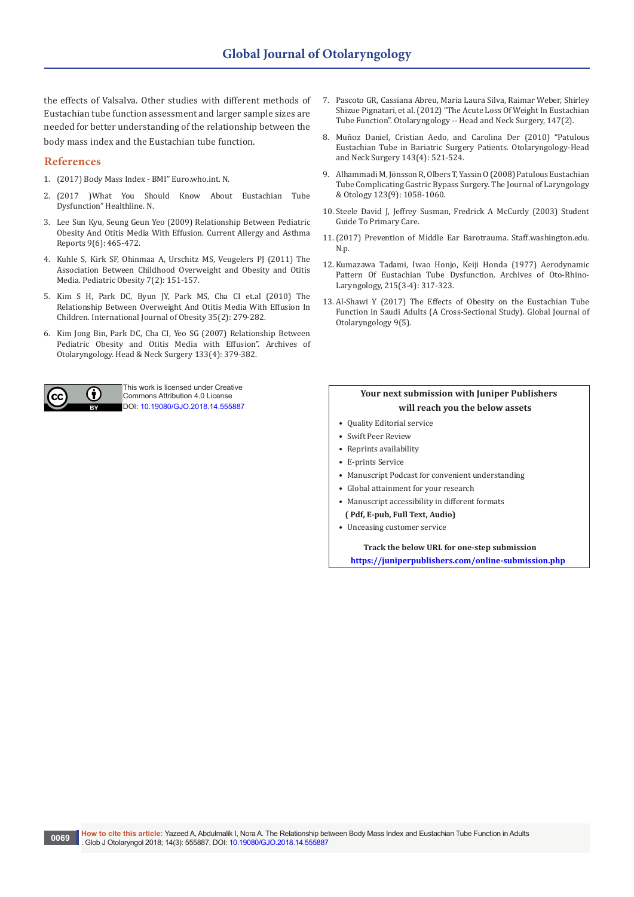the effects of Valsalva. Other studies with different methods of Eustachian tube function assessment and larger sample sizes are needed for better understanding of the relationship between the body mass index and the Eustachian tube function.

## References

1. (2017) Body Mass Index - BMI" Euro.who.int. N.
2. (2017 )What You Should Know About Eustachian Tube Dysfunction" Healthline. N.
3. Lee Sun Kyu, Seung Geun Yeo (2009) Relationship Between Pediatric Obesity And Otitis Media With Effusion. Current Allergy and Asthma Reports 9(6): 465-472.
4. Kuhle S, Kirk SF, Ohinmaa A, Urschitz MS, Veugelers PJ (2011) The Association Between Childhood Overweight and Obesity and Otitis Media. Pediatric Obesity 7(2): 151-157.
5. Kim S H, Park DC, Byun JY, Park MS, Cha CI et.al (2010) The Relationship Between Overweight And Otitis Media With Effusion In Children. International Journal of Obesity 35(2): 279-282.
6. Kim Jong Bin, Park DC, Cha CI, Yeo SG (2007) Relationship Between Pediatric Obesity and Otitis Media with Effusion". Archives of Otolaryngology. Head & Neck Surgery 133(4): 379-382.
7. Pascoto GR, Cassiana Abreu, Maria Laura Silva, Raimar Weber, Shirley Shizue Pignatari, et al. (2012) "The Acute Loss Of Weight In Eustachian Tube Function". Otolaryngology -- Head and Neck Surgery, 147(2).
8. Muñoz Daniel, Cristian Aedo, and Carolina Der (2010) "Patulous Eustachian Tube in Bariatric Surgery Patients. Otolaryngology-Head and Neck Surgery 143(4): 521-524.
9. Alhammadi M, Jönsson R, Olbers T, Yassin O (2008) Patulous Eustachian Tube Complicating Gastric Bypass Surgery. The Journal of Laryngology & Otology 123(9): 1058-1060.
10. Steele David J, Jeffrey Susman, Fredrick A McCurdy (2003) Student Guide To Primary Care.
11. (2017) Prevention of Middle Ear Barotrauma. Staff.washington.edu. N.p.
12. Kumazawa Tadami, Iwao Honjo, Keiji Honda (1977) Aerodynamic Pattern Of Eustachian Tube Dysfunction. Archives of Oto-Rhino-Laryngology, 215(3-4): 317-323.
13. Al-Shawi Y (2017) The Effects of Obesity on the Eustachian Tube Function in Saudi Adults (A Cross-Sectional Study). Global Journal of Otolaryngology 9(5).

This work is licensed under Creative Commons Attribution 4.0 License
DOI: 10.19080/GJO.2018.14.555887

**Your next submission with Juniper Publishers will reach you the below assets**

- Quality Editorial service
- Swift Peer Review
- Reprints availability
- E-prints Service
- Manuscript Podcast for convenient understanding
- Global attainment for your research
- Manuscript accessibility in different formats

**( Pdf, E-pub, Full Text, Audio)**

- Unceasing customer service

**Track the below URL for one-step submission**
**https://juniperpublishers.com/online-submission.php**

**How to cite this article:** Yazeed A, Abdulmalik I, Nora A. The Relationship between Body Mass Index and Eustachian Tube Function in Adults . Glob J Otolaryngol 2018; 14(3): 555887. DOI: 10.19080/GJO.2018.14.555887